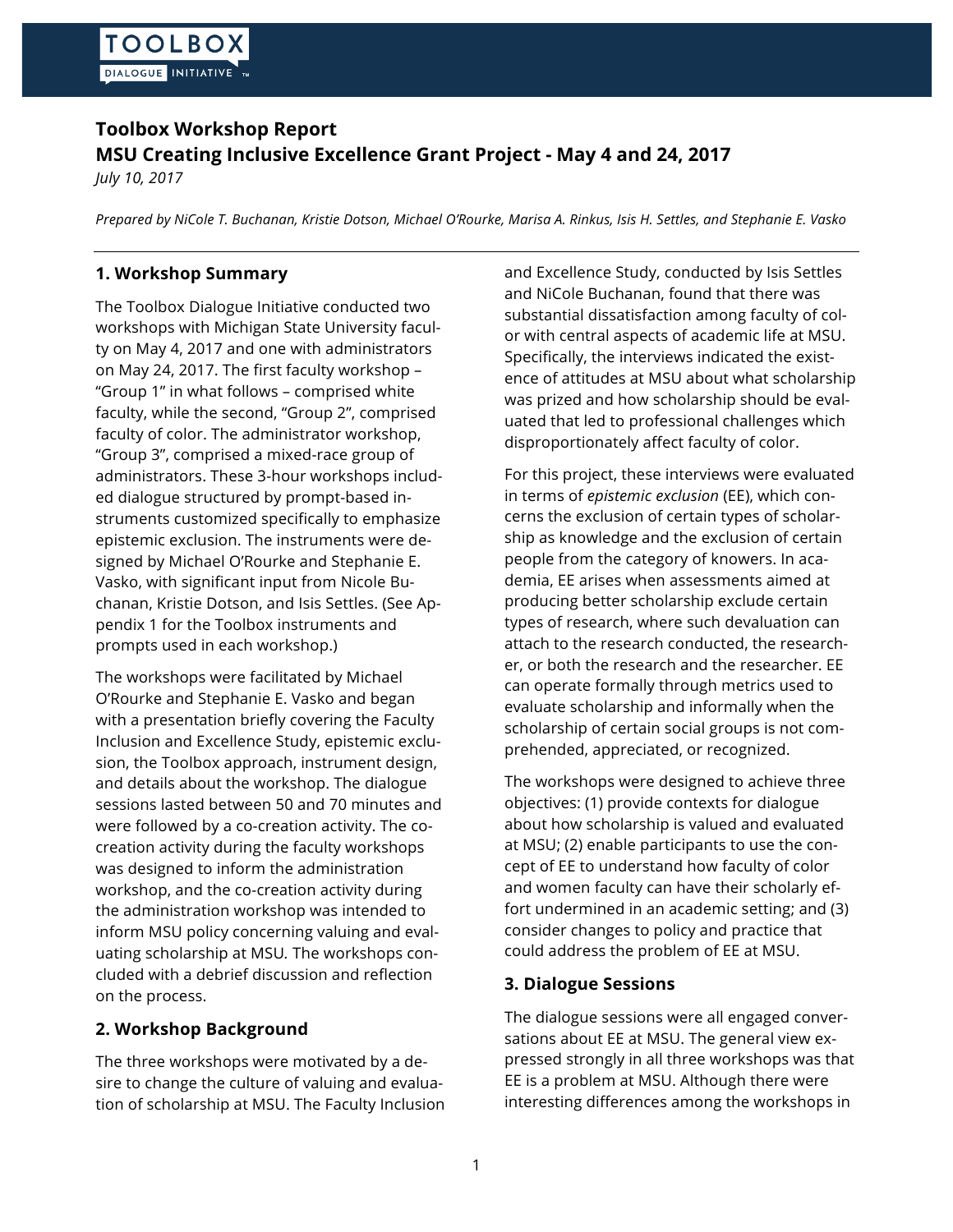# Toolbox Workshop Report

## MSU Creating Inclusive Excellence Grant Project - May 4 and 24, 2017

*July 10, 2017*

*Prepared by NiCole T. Buchanan, Kristie Dotson, Michael O'Rourke, Marisa A. Rinkus, Isis H. Settles, and Stephanie E. Vasko*

---

## 1. Workshop Summary

The Toolbox Dialogue Initiative conducted two workshops with Michigan State University faculty on May 4, 2017 and one with administrators on May 24, 2017. The first faculty workshop – "Group 1" in what follows – comprised white faculty, while the second, "Group 2", comprised faculty of color. The administrator workshop, "Group 3", comprised a mixed-race group of administrators. These 3-hour workshops included dialogue structured by prompt-based instruments customized specifically to emphasize epistemic exclusion. The instruments were designed by Michael O'Rourke and Stephanie E. Vasko, with significant input from Nicole Buchanan, Kristie Dotson, and Isis Settles. (See Appendix 1 for the Toolbox instruments and prompts used in each workshop.)

The workshops were facilitated by Michael O'Rourke and Stephanie E. Vasko and began with a presentation briefly covering the Faculty Inclusion and Excellence Study, epistemic exclusion, the Toolbox approach, instrument design, and details about the workshop. The dialogue sessions lasted between 50 and 70 minutes and were followed by a co-creation activity. The co-creation activity during the faculty workshops was designed to inform the administration workshop, and the co-creation activity during the administration workshop was intended to inform MSU policy concerning valuing and evaluating scholarship at MSU. The workshops concluded with a debrief discussion and reflection on the process.

## 2. Workshop Background

The three workshops were motivated by a desire to change the culture of valuing and evaluation of scholarship at MSU. The Faculty Inclusion and Excellence Study, conducted by Isis Settles and NiCole Buchanan, found that there was substantial dissatisfaction among faculty of color with central aspects of academic life at MSU. Specifically, the interviews indicated the existence of attitudes at MSU about what scholarship was prized and how scholarship should be evaluated that led to professional challenges which disproportionately affect faculty of color.

For this project, these interviews were evaluated in terms of *epistemic exclusion* (EE), which concerns the exclusion of certain types of scholarship as knowledge and the exclusion of certain people from the category of knowers. In academia, EE arises when assessments aimed at producing better scholarship exclude certain types of research, where such devaluation can attach to the research conducted, the researcher, or both the research and the researcher. EE can operate formally through metrics used to evaluate scholarship and informally when the scholarship of certain social groups is not comprehended, appreciated, or recognized.

The workshops were designed to achieve three objectives: (1) provide contexts for dialogue about how scholarship is valued and evaluated at MSU; (2) enable participants to use the concept of EE to understand how faculty of color and women faculty can have their scholarly effort undermined in an academic setting; and (3) consider changes to policy and practice that could address the problem of EE at MSU.

## 3. Dialogue Sessions

The dialogue sessions were all engaged conversations about EE at MSU. The general view expressed strongly in all three workshops was that EE is a problem at MSU. Although there were interesting differences among the workshops in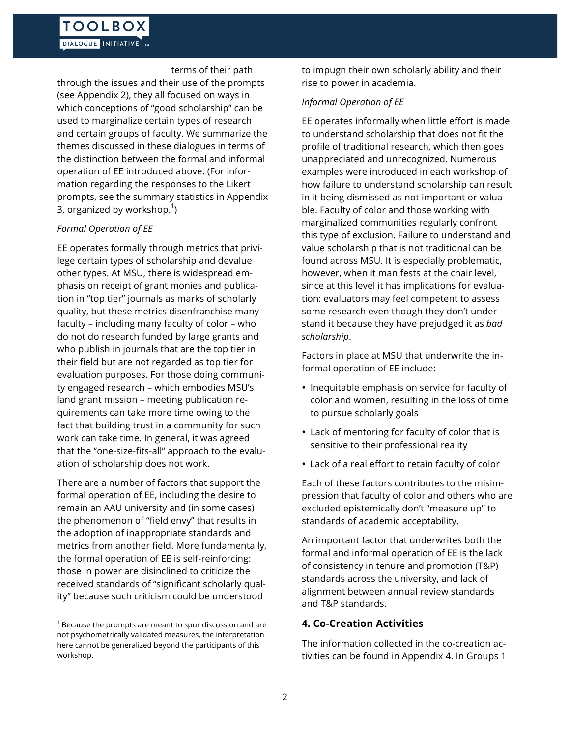terms of their path through the issues and their use of the prompts (see Appendix 2), they all focused on ways in which conceptions of "good scholarship" can be used to marginalize certain types of research and certain groups of faculty. We summarize the themes discussed in these dialogues in terms of the distinction between the formal and informal operation of EE introduced above. (For information regarding the responses to the Likert prompts, see the summary statistics in Appendix 3, organized by workshop.[1])

*Formal Operation of EE*

EE operates formally through metrics that privilege certain types of scholarship and devalue other types. At MSU, there is widespread emphasis on receipt of grant monies and publication in "top tier" journals as marks of scholarly quality, but these metrics disenfranchise many faculty – including many faculty of color – who do not do research funded by large grants and who publish in journals that are the top tier in their field but are not regarded as top tier for evaluation purposes. For those doing community engaged research – which embodies MSU's land grant mission – meeting publication requirements can take more time owing to the fact that building trust in a community for such work can take time. In general, it was agreed that the "one-size-fits-all" approach to the evaluation of scholarship does not work.

There are a number of factors that support the formal operation of EE, including the desire to remain an AAU university and (in some cases) the phenomenon of "field envy" that results in the adoption of inappropriate standards and metrics from another field. More fundamentally, the formal operation of EE is self-reinforcing: those in power are disinclined to criticize the received standards of "significant scholarly quality" because such criticism could be understood to impugn their own scholarly ability and their rise to power in academia.

*Informal Operation of EE*

EE operates informally when little effort is made to understand scholarship that does not fit the profile of traditional research, which then goes unappreciated and unrecognized. Numerous examples were introduced in each workshop of how failure to understand scholarship can result in it being dismissed as not important or valuable. Faculty of color and those working with marginalized communities regularly confront this type of exclusion. Failure to understand and value scholarship that is not traditional can be found across MSU. It is especially problematic, however, when it manifests at the chair level, since at this level it has implications for evaluation: evaluators may feel competent to assess some research even though they don't understand it because they have prejudged it as *bad scholarship*.

Factors in place at MSU that underwrite the informal operation of EE include:

- Inequitable emphasis on service for faculty of color and women, resulting in the loss of time to pursue scholarly goals
- Lack of mentoring for faculty of color that is sensitive to their professional reality
- Lack of a real effort to retain faculty of color

Each of these factors contributes to the misimpression that faculty of color and others who are excluded epistemically don't "measure up" to standards of academic acceptability.

An important factor that underwrites both the formal and informal operation of EE is the lack of consistency in tenure and promotion (T&P) standards across the university, and lack of alignment between annual review standards and T&P standards.

## 4. Co-Creation Activities

The information collected in the co-creation activities can be found in Appendix 4. In Groups 1

---

[1] Because the prompts are meant to spur discussion and are not psychometrically validated measures, the interpretation here cannot be generalized beyond the participants of this workshop.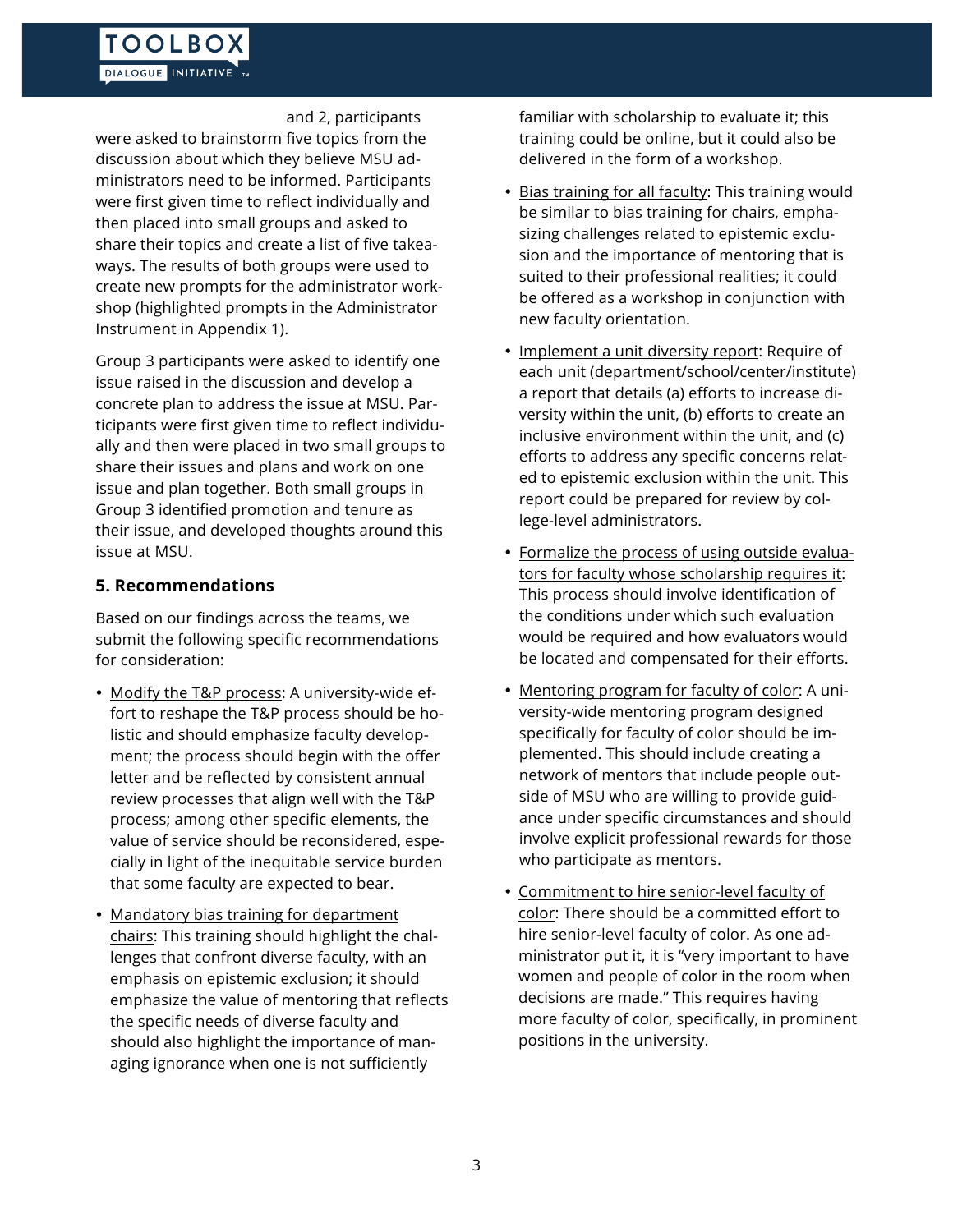and 2, participants were asked to brainstorm five topics from the discussion about which they believe MSU administrators need to be informed. Participants were first given time to reflect individually and then placed into small groups and asked to share their topics and create a list of five takeaways. The results of both groups were used to create new prompts for the administrator workshop (highlighted prompts in the Administrator Instrument in Appendix 1).

Group 3 participants were asked to identify one issue raised in the discussion and develop a concrete plan to address the issue at MSU. Participants were first given time to reflect individually and then were placed in two small groups to share their issues and plans and work on one issue and plan together. Both small groups in Group 3 identified promotion and tenure as their issue, and developed thoughts around this issue at MSU.

### 5. Recommendations

Based on our findings across the teams, we submit the following specific recommendations for consideration:

- Modify the T&P process: A university-wide effort to reshape the T&P process should be holistic and should emphasize faculty development; the process should begin with the offer letter and be reflected by consistent annual review processes that align well with the T&P process; among other specific elements, the value of service should be reconsidered, especially in light of the inequitable service burden that some faculty are expected to bear.
- Mandatory bias training for department chairs: This training should highlight the challenges that confront diverse faculty, with an emphasis on epistemic exclusion; it should emphasize the value of mentoring that reflects the specific needs of diverse faculty and should also highlight the importance of managing ignorance when one is not sufficiently familiar with scholarship to evaluate it; this training could be online, but it could also be delivered in the form of a workshop.
- Bias training for all faculty: This training would be similar to bias training for chairs, emphasizing challenges related to epistemic exclusion and the importance of mentoring that is suited to their professional realities; it could be offered as a workshop in conjunction with new faculty orientation.
- Implement a unit diversity report: Require of each unit (department/school/center/institute) a report that details (a) efforts to increase diversity within the unit, (b) efforts to create an inclusive environment within the unit, and (c) efforts to address any specific concerns related to epistemic exclusion within the unit. This report could be prepared for review by college-level administrators.
- Formalize the process of using outside evaluators for faculty whose scholarship requires it: This process should involve identification of the conditions under which such evaluation would be required and how evaluators would be located and compensated for their efforts.
- Mentoring program for faculty of color: A university-wide mentoring program designed specifically for faculty of color should be implemented. This should include creating a network of mentors that include people outside of MSU who are willing to provide guidance under specific circumstances and should involve explicit professional rewards for those who participate as mentors.
- Commitment to hire senior-level faculty of color: There should be a committed effort to hire senior-level faculty of color. As one administrator put it, it is "very important to have women and people of color in the room when decisions are made." This requires having more faculty of color, specifically, in prominent positions in the university.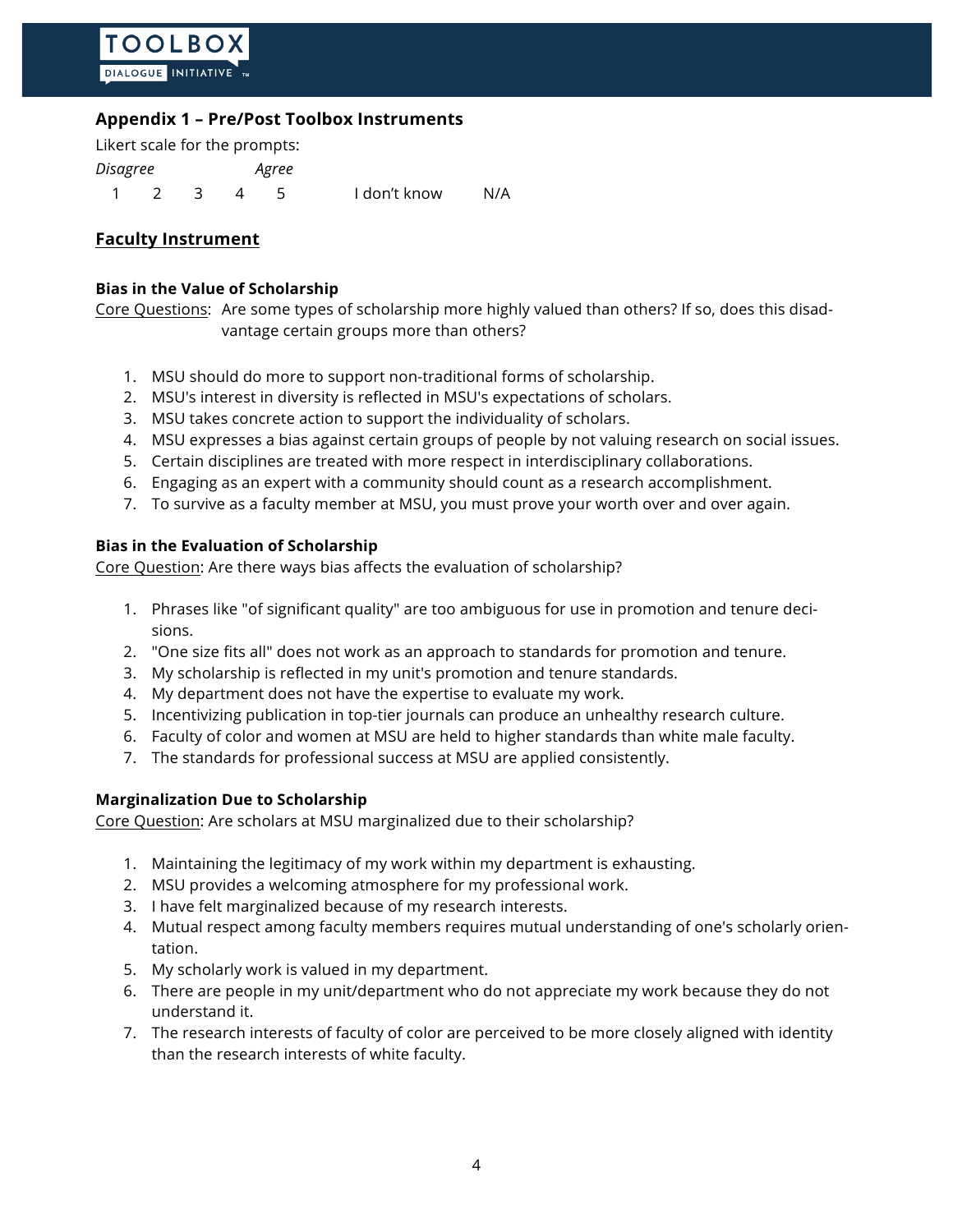## Appendix 1 – Pre/Post Toolbox Instruments

Likert scale for the prompts:

| *Disagree* | | | | *Agree* | | |
|---|---|---|---|---|---|---|
| 1 | 2 | 3 | 4 | 5 | I don't know | N/A |

## <u>Faculty Instrument</u>

### Bias in the Value of Scholarship

<u>Core Questions</u>: Are some types of scholarship more highly valued than others? If so, does this disadvantage certain groups more than others?

1. MSU should do more to support non-traditional forms of scholarship.
2. MSU's interest in diversity is reflected in MSU's expectations of scholars.
3. MSU takes concrete action to support the individuality of scholars.
4. MSU expresses a bias against certain groups of people by not valuing research on social issues.
5. Certain disciplines are treated with more respect in interdisciplinary collaborations.
6. Engaging as an expert with a community should count as a research accomplishment.
7. To survive as a faculty member at MSU, you must prove your worth over and over again.

### Bias in the Evaluation of Scholarship

<u>Core Question</u>: Are there ways bias affects the evaluation of scholarship?

1. Phrases like "of significant quality" are too ambiguous for use in promotion and tenure decisions.
2. "One size fits all" does not work as an approach to standards for promotion and tenure.
3. My scholarship is reflected in my unit's promotion and tenure standards.
4. My department does not have the expertise to evaluate my work.
5. Incentivizing publication in top-tier journals can produce an unhealthy research culture.
6. Faculty of color and women at MSU are held to higher standards than white male faculty.
7. The standards for professional success at MSU are applied consistently.

### Marginalization Due to Scholarship

<u>Core Question</u>: Are scholars at MSU marginalized due to their scholarship?

1. Maintaining the legitimacy of my work within my department is exhausting.
2. MSU provides a welcoming atmosphere for my professional work.
3. I have felt marginalized because of my research interests.
4. Mutual respect among faculty members requires mutual understanding of one's scholarly orientation.
5. My scholarly work is valued in my department.
6. There are people in my unit/department who do not appreciate my work because they do not understand it.
7. The research interests of faculty of color are perceived to be more closely aligned with identity than the research interests of white faculty.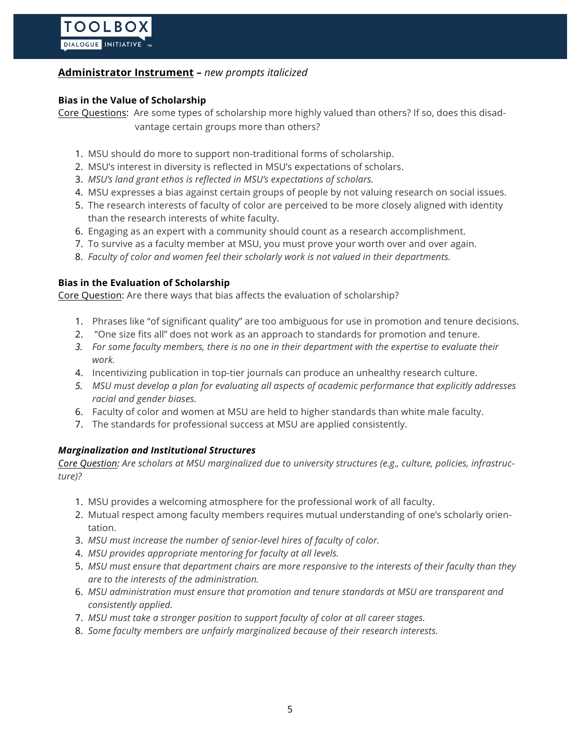## <u>Administrator Instrument</u> – *new prompts italicized*

### Bias in the Value of Scholarship

<u>Core Questions</u>: Are some types of scholarship more highly valued than others? If so, does this disadvantage certain groups more than others?

1. MSU should do more to support non-traditional forms of scholarship.
2. MSU's interest in diversity is reflected in MSU's expectations of scholars.
3. *MSU's land grant ethos is reflected in MSU's expectations of scholars.*
4. MSU expresses a bias against certain groups of people by not valuing research on social issues.
5. The research interests of faculty of color are perceived to be more closely aligned with identity than the research interests of white faculty.
6. Engaging as an expert with a community should count as a research accomplishment.
7. To survive as a faculty member at MSU, you must prove your worth over and over again.
8. *Faculty of color and women feel their scholarly work is not valued in their departments.*

### Bias in the Evaluation of Scholarship

<u>Core Question</u>: Are there ways that bias affects the evaluation of scholarship?

1. Phrases like "of significant quality" are too ambiguous for use in promotion and tenure decisions.
2. "One size fits all" does not work as an approach to standards for promotion and tenure.
3. *For some faculty members, there is no one in their department with the expertise to evaluate their work.*
4. Incentivizing publication in top-tier journals can produce an unhealthy research culture.
5. *MSU must develop a plan for evaluating all aspects of academic performance that explicitly addresses racial and gender biases.*
6. Faculty of color and women at MSU are held to higher standards than white male faculty.
7. The standards for professional success at MSU are applied consistently.

### *Marginalization and Institutional Structures*

*<u>Core Question</u>: Are scholars at MSU marginalized due to university structures (e.g., culture, policies, infrastructure)?*

1. MSU provides a welcoming atmosphere for the professional work of all faculty.
2. Mutual respect among faculty members requires mutual understanding of one's scholarly orientation.
3. *MSU must increase the number of senior-level hires of faculty of color.*
4. *MSU provides appropriate mentoring for faculty at all levels.*
5. *MSU must ensure that department chairs are more responsive to the interests of their faculty than they are to the interests of the administration.*
6. *MSU administration must ensure that promotion and tenure standards at MSU are transparent and consistently applied.*
7. *MSU must take a stronger position to support faculty of color at all career stages.*
8. *Some faculty members are unfairly marginalized because of their research interests.*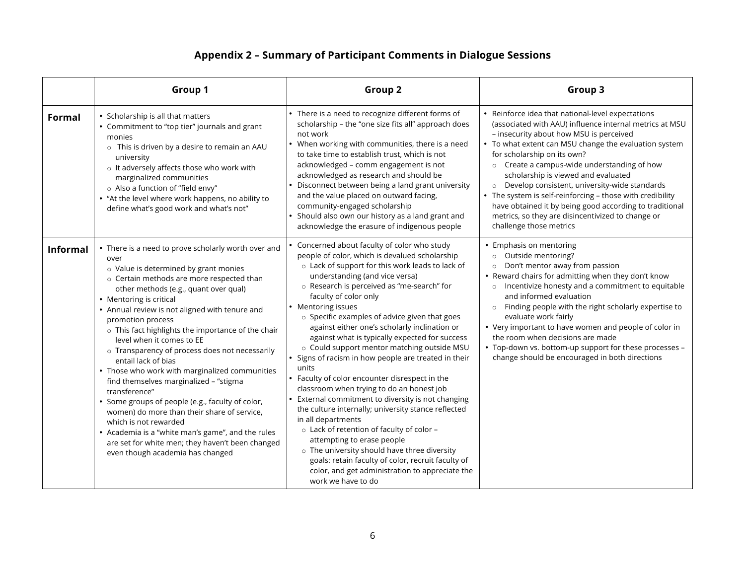# Appendix 2 – Summary of Participant Comments in Dialogue Sessions

| | Group 1 | Group 2 | Group 3 |
|---|---|---|---|
| **Formal** | • Scholarship is all that matters<br>• Commitment to "top tier" journals and grant monies<br>  ○ This is driven by a desire to remain an AAU university<br>  ○ It adversely affects those who work with marginalized communities<br>  ○ Also a function of "field envy"<br>• "At the level where work happens, no ability to define what's good work and what's not" | • There is a need to recognize different forms of scholarship – the "one size fits all" approach does not work<br>• When working with communities, there is a need to take time to establish trust, which is not acknowledged – comm engagement is not acknowledged as research and should be<br>• Disconnect between being a land grant university and the value placed on outward facing, community-engaged scholarship<br>• Should also own our history as a land grant and acknowledge the erasure of indigenous people | • Reinforce idea that national-level expectations (associated with AAU) influence internal metrics at MSU – insecurity about how MSU is perceived<br>• To what extent can MSU change the evaluation system for scholarship on its own?<br>  ○ Create a campus-wide understanding of how scholarship is viewed and evaluated<br>  ○ Develop consistent, university-wide standards<br>• The system is self-reinforcing – those with credibility have obtained it by being good according to traditional metrics, so they are disincentivized to change or challenge those metrics |
| **Informal** | • There is a need to prove scholarly worth over and over<br>  ○ Value is determined by grant monies<br>  ○ Certain methods are more respected than other methods (e.g., quant over qual)<br>• Mentoring is critical<br>• Annual review is not aligned with tenure and promotion process<br>  ○ This fact highlights the importance of the chair level when it comes to EE<br>  ○ Transparency of process does not necessarily entail lack of bias<br>• Those who work with marginalized communities find themselves marginalized – "stigma transference"<br>• Some groups of people (e.g., faculty of color, women) do more than their share of service, which is not rewarded<br>• Academia is a "white man's game", and the rules are set for white men; they haven't been changed even though academia has changed | • Concerned about faculty of color who study people of color, which is devalued scholarship<br>  ○ Lack of support for this work leads to lack of understanding (and vice versa)<br>  ○ Research is perceived as "me-search" for faculty of color only<br>• Mentoring issues<br>  ○ Specific examples of advice given that goes against either one's scholarly inclination or against what is typically expected for success<br>  ○ Could support mentor matching outside MSU<br>• Signs of racism in how people are treated in their units<br>• Faculty of color encounter disrespect in the classroom when trying to do an honest job<br>• External commitment to diversity is not changing the culture internally; university stance reflected in all departments<br>  ○ Lack of retention of faculty of color – attempting to erase people<br>  ○ The university should have three diversity goals: retain faculty of color, recruit faculty of color, and get administration to appreciate the work we have to do | • Emphasis on mentoring<br>  ○ Outside mentoring?<br>  ○ Don't mentor away from passion<br>• Reward chairs for admitting when they don't know<br>  ○ Incentivize honesty and a commitment to equitable and informed evaluation<br>  ○ Finding people with the right scholarly expertise to evaluate work fairly<br>• Very important to have women and people of color in the room when decisions are made<br>• Top-down vs. bottom-up support for these processes – change should be encouraged in both directions |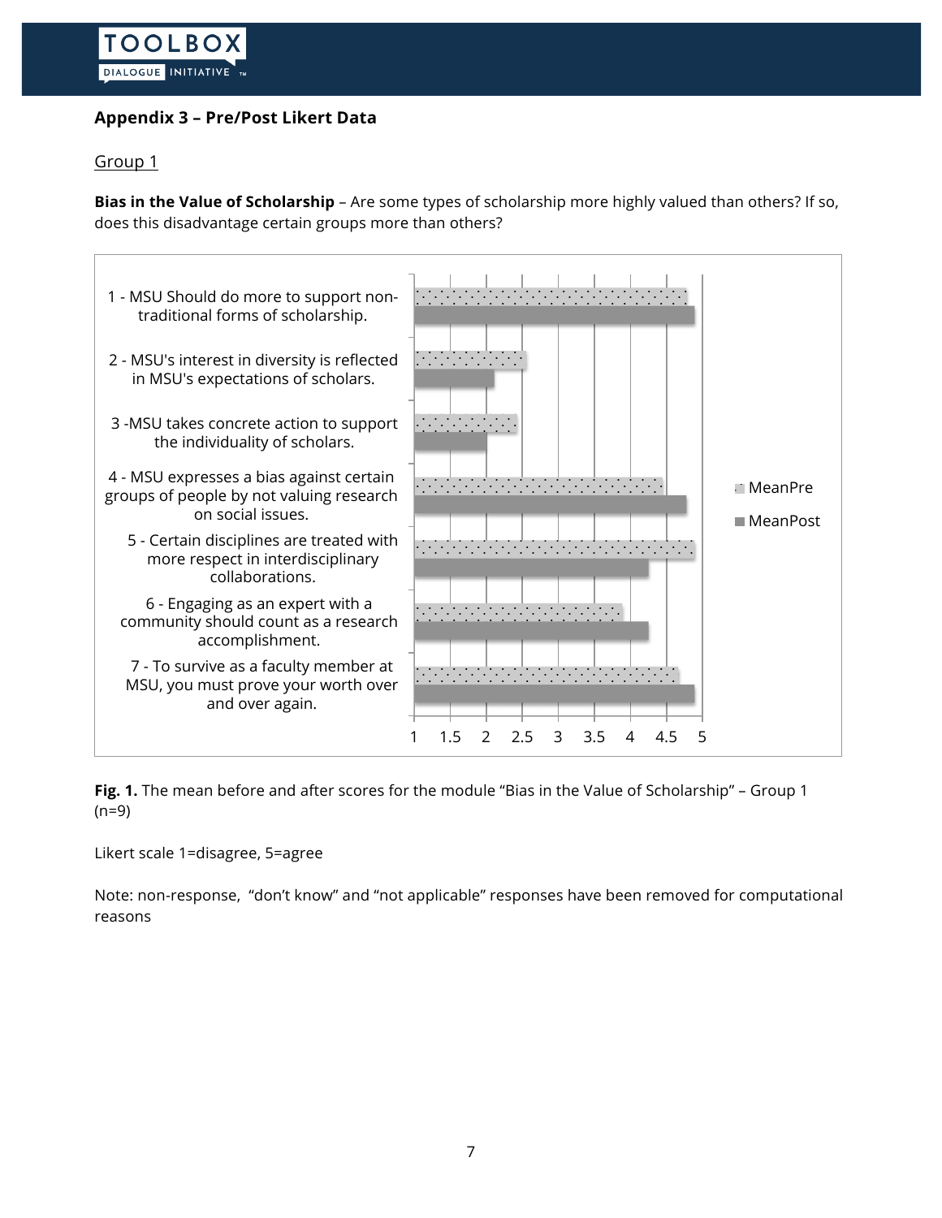## Appendix 3 – Pre/Post Likert Data

Group 1

**Bias in the Value of Scholarship** – Are some types of scholarship more highly valued than others? If so, does this disadvantage certain groups more than others?

| Statement | MeanPre | MeanPost |
|---|---|---|
| 1 - MSU Should do more to support non-traditional forms of scholarship. | | |
| 2 - MSU's interest in diversity is reflected in MSU's expectations of scholars. | | |
| 3 -MSU takes concrete action to support the individuality of scholars. | | |
| 4 - MSU expresses a bias against certain groups of people by not valuing research on social issues. | | |
| 5 - Certain disciplines are treated with more respect in interdisciplinary collaborations. | | |
| 6 - Engaging as an expert with a community should count as a research accomplishment. | | |
| 7 - To survive as a faculty member at MSU, you must prove your worth over and over again. | | |

**Fig. 1.** The mean before and after scores for the module "Bias in the Value of Scholarship" – Group 1 (n=9)

Likert scale 1=disagree, 5=agree

Note: non-response, "don't know" and "not applicable" responses have been removed for computational reasons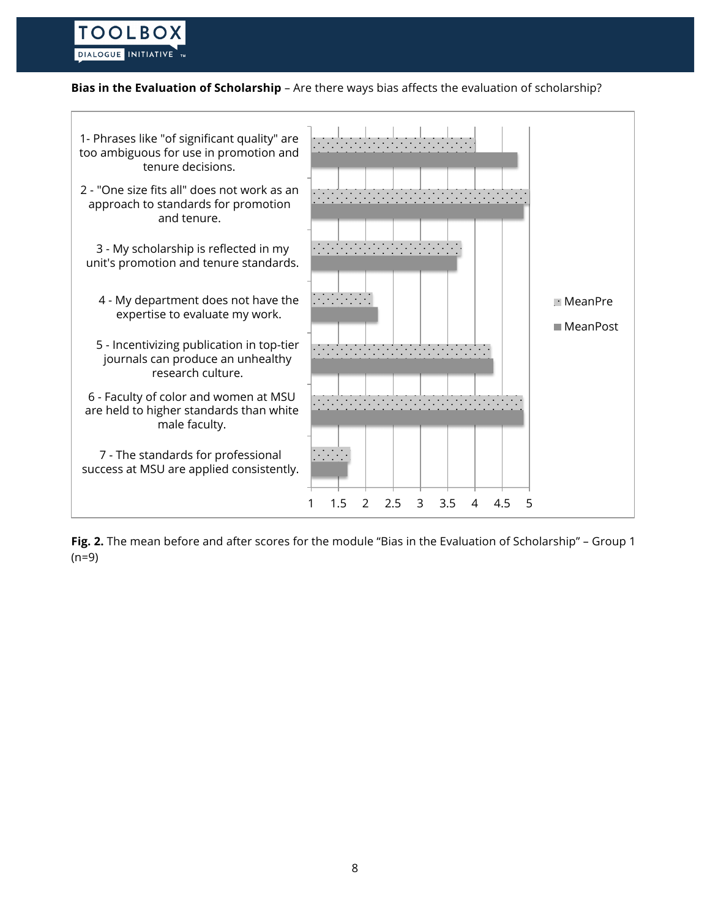**Bias in the Evaluation of Scholarship** – Are there ways bias affects the evaluation of scholarship?

1- Phrases like "of significant quality" are too ambiguous for use in promotion and tenure decisions.

2 - "One size fits all" does not work as an approach to standards for promotion and tenure.

3 - My scholarship is reflected in my unit's promotion and tenure standards.

4 - My department does not have the expertise to evaluate my work.

5 - Incentivizing publication in top-tier journals can produce an unhealthy research culture.

6 - Faculty of color and women at MSU are held to higher standards than white male faculty.

7 - The standards for professional success at MSU are applied consistently.

MeanPre

MeanPost

1 1.5 2 2.5 3 3.5 4 4.5 5

**Fig. 2.** The mean before and after scores for the module "Bias in the Evaluation of Scholarship" – Group 1 (n=9)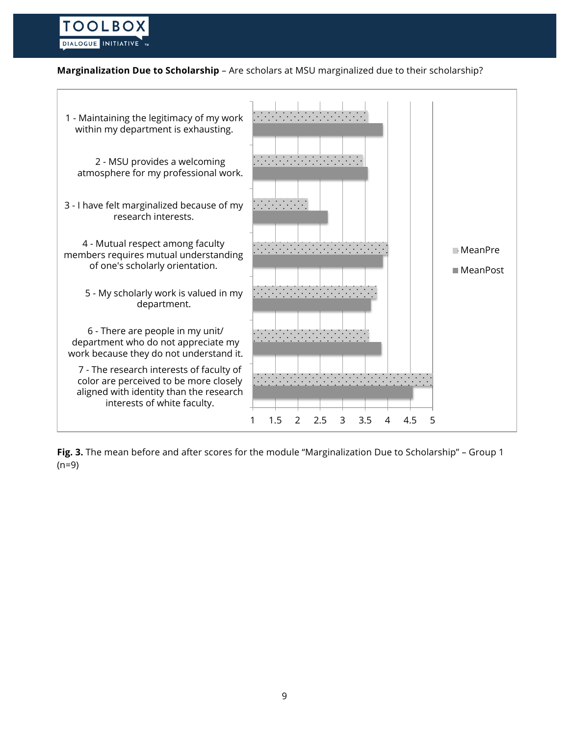**Marginalization Due to Scholarship** – Are scholars at MSU marginalized due to their scholarship?

1 - Maintaining the legitimacy of my work within my department is exhausting.

2 - MSU provides a welcoming atmosphere for my professional work.

3 - I have felt marginalized because of my research interests.

4 - Mutual respect among faculty members requires mutual understanding of one's scholarly orientation.

5 - My scholarly work is valued in my department.

6 - There are people in my unit/ department who do not appreciate my work because they do not understand it.

7 - The research interests of faculty of color are perceived to be more closely aligned with identity than the research interests of white faculty.

MeanPre

MeanPost

1 1.5 2 2.5 3 3.5 4 4.5 5

**Fig. 3.** The mean before and after scores for the module "Marginalization Due to Scholarship" – Group 1 (n=9)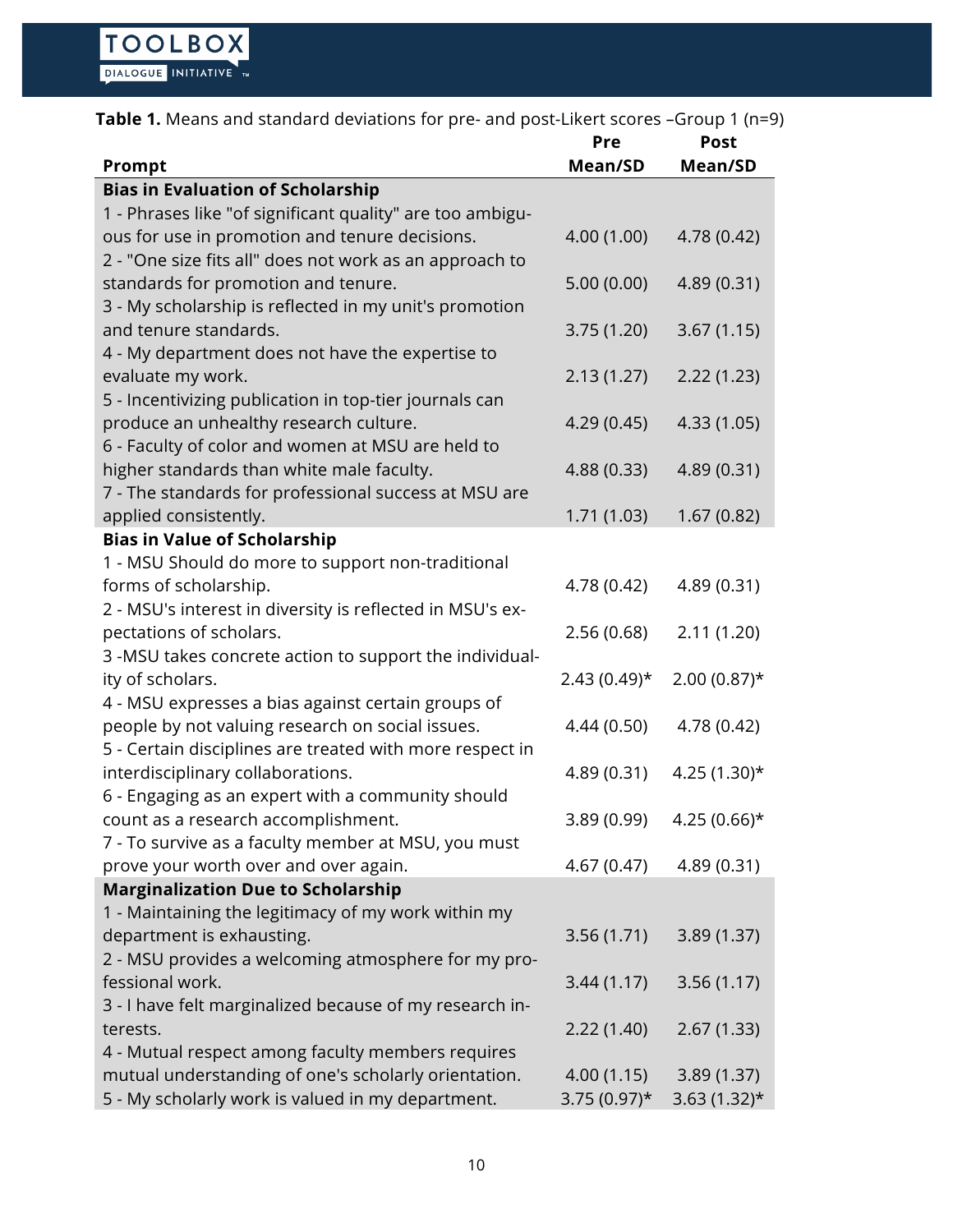**Table 1.** Means and standard deviations for pre- and post-Likert scores –Group 1 (n=9)

| Prompt | Pre Mean/SD | Post Mean/SD |
|---|---|---|
| **Bias in Evaluation of Scholarship** | | |
| 1 - Phrases like "of significant quality" are too ambiguous for use in promotion and tenure decisions. | 4.00 (1.00) | 4.78 (0.42) |
| 2 - "One size fits all" does not work as an approach to standards for promotion and tenure. | 5.00 (0.00) | 4.89 (0.31) |
| 3 - My scholarship is reflected in my unit's promotion and tenure standards. | 3.75 (1.20) | 3.67 (1.15) |
| 4 - My department does not have the expertise to evaluate my work. | 2.13 (1.27) | 2.22 (1.23) |
| 5 - Incentivizing publication in top-tier journals can produce an unhealthy research culture. | 4.29 (0.45) | 4.33 (1.05) |
| 6 - Faculty of color and women at MSU are held to higher standards than white male faculty. | 4.88 (0.33) | 4.89 (0.31) |
| 7 - The standards for professional success at MSU are applied consistently. | 1.71 (1.03) | 1.67 (0.82) |
| **Bias in Value of Scholarship** | | |
| 1 - MSU Should do more to support non-traditional forms of scholarship. | 4.78 (0.42) | 4.89 (0.31) |
| 2 - MSU's interest in diversity is reflected in MSU's expectations of scholars. | 2.56 (0.68) | 2.11 (1.20) |
| 3 -MSU takes concrete action to support the individuality of scholars. | 2.43 (0.49)* | 2.00 (0.87)* |
| 4 - MSU expresses a bias against certain groups of people by not valuing research on social issues. | 4.44 (0.50) | 4.78 (0.42) |
| 5 - Certain disciplines are treated with more respect in interdisciplinary collaborations. | 4.89 (0.31) | 4.25 (1.30)* |
| 6 - Engaging as an expert with a community should count as a research accomplishment. | 3.89 (0.99) | 4.25 (0.66)* |
| 7 - To survive as a faculty member at MSU, you must prove your worth over and over again. | 4.67 (0.47) | 4.89 (0.31) |
| **Marginalization Due to Scholarship** | | |
| 1 - Maintaining the legitimacy of my work within my department is exhausting. | 3.56 (1.71) | 3.89 (1.37) |
| 2 - MSU provides a welcoming atmosphere for my professional work. | 3.44 (1.17) | 3.56 (1.17) |
| 3 - I have felt marginalized because of my research interests. | 2.22 (1.40) | 2.67 (1.33) |
| 4 - Mutual respect among faculty members requires mutual understanding of one's scholarly orientation. | 4.00 (1.15) | 3.89 (1.37) |
| 5 - My scholarly work is valued in my department. | 3.75 (0.97)* | 3.63 (1.32)* |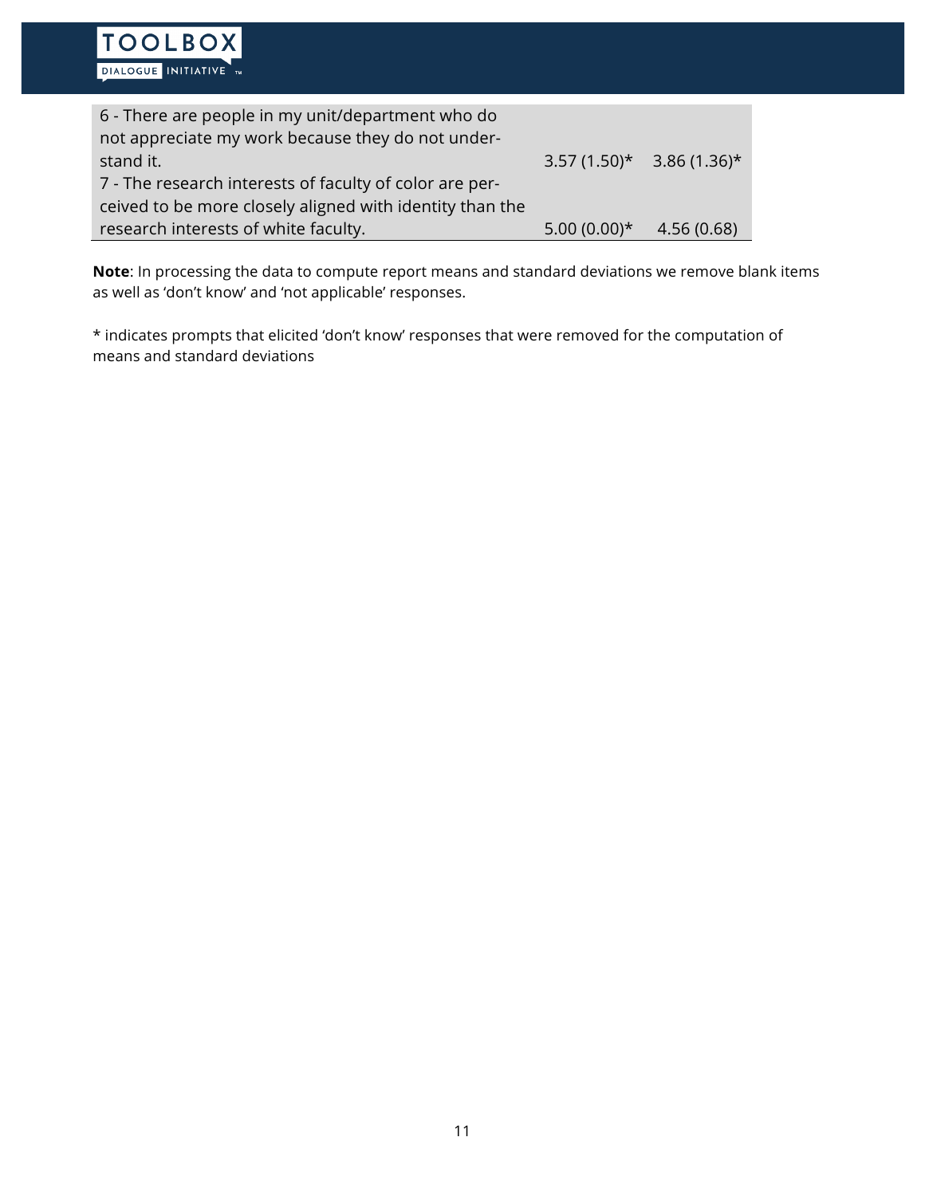| | | |
|---|---|---|
| 6 - There are people in my unit/department who do not appreciate my work because they do not understand it. | 3.57 (1.50)* | 3.86 (1.36)* |
| 7 - The research interests of faculty of color are perceived to be more closely aligned with identity than the research interests of white faculty. | 5.00 (0.00)* | 4.56 (0.68) |

**Note**: In processing the data to compute report means and standard deviations we remove blank items as well as 'don't know' and 'not applicable' responses.

* indicates prompts that elicited 'don't know' responses that were removed for the computation of means and standard deviations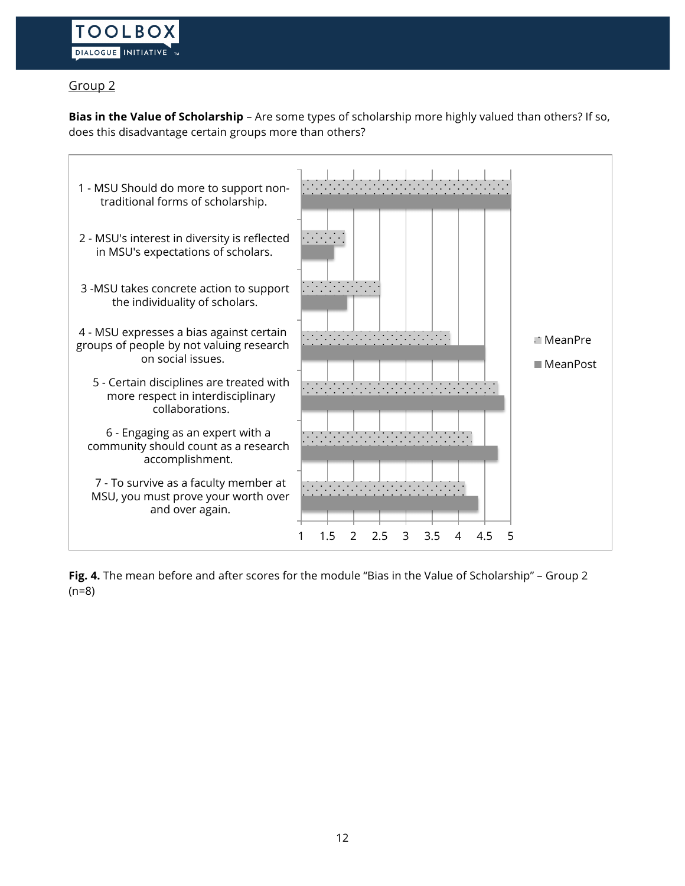Group 2

**Bias in the Value of Scholarship** – Are some types of scholarship more highly valued than others? If so, does this disadvantage certain groups more than others?

1 - MSU Should do more to support non-traditional forms of scholarship.

2 - MSU's interest in diversity is reflected in MSU's expectations of scholars.

3 -MSU takes concrete action to support the individuality of scholars.

4 - MSU expresses a bias against certain groups of people by not valuing research on social issues.

5 - Certain disciplines are treated with more respect in interdisciplinary collaborations.

6 - Engaging as an expert with a community should count as a research accomplishment.

7 - To survive as a faculty member at MSU, you must prove your worth over and over again.

MeanPre

MeanPost

1 1.5 2 2.5 3 3.5 4 4.5 5

**Fig. 4.** The mean before and after scores for the module "Bias in the Value of Scholarship" – Group 2 (n=8)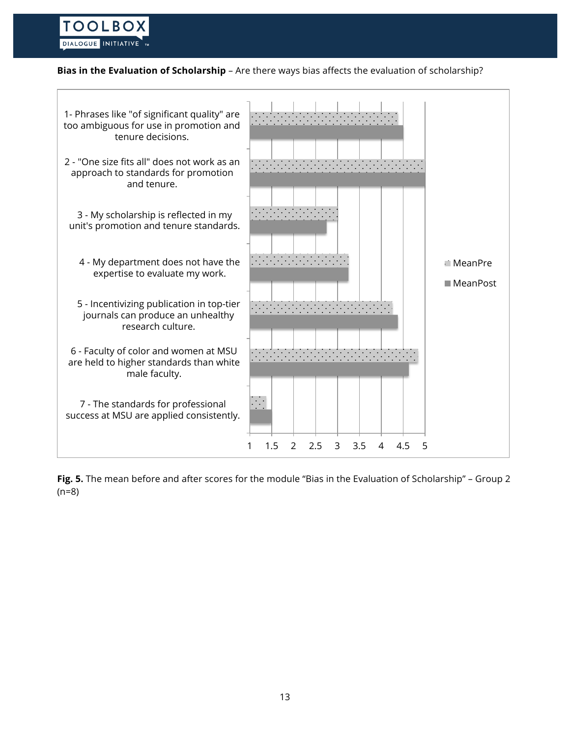**Bias in the Evaluation of Scholarship** – Are there ways bias affects the evaluation of scholarship?

1- Phrases like "of significant quality" are too ambiguous for use in promotion and tenure decisions.

2 - "One size fits all" does not work as an approach to standards for promotion and tenure.

3 - My scholarship is reflected in my unit's promotion and tenure standards.

4 - My department does not have the expertise to evaluate my work.

5 - Incentivizing publication in top-tier journals can produce an unhealthy research culture.

6 - Faculty of color and women at MSU are held to higher standards than white male faculty.

7 - The standards for professional success at MSU are applied consistently.

MeanPre

MeanPost

1 1.5 2 2.5 3 3.5 4 4.5 5

**Fig. 5.** The mean before and after scores for the module "Bias in the Evaluation of Scholarship" – Group 2 (n=8)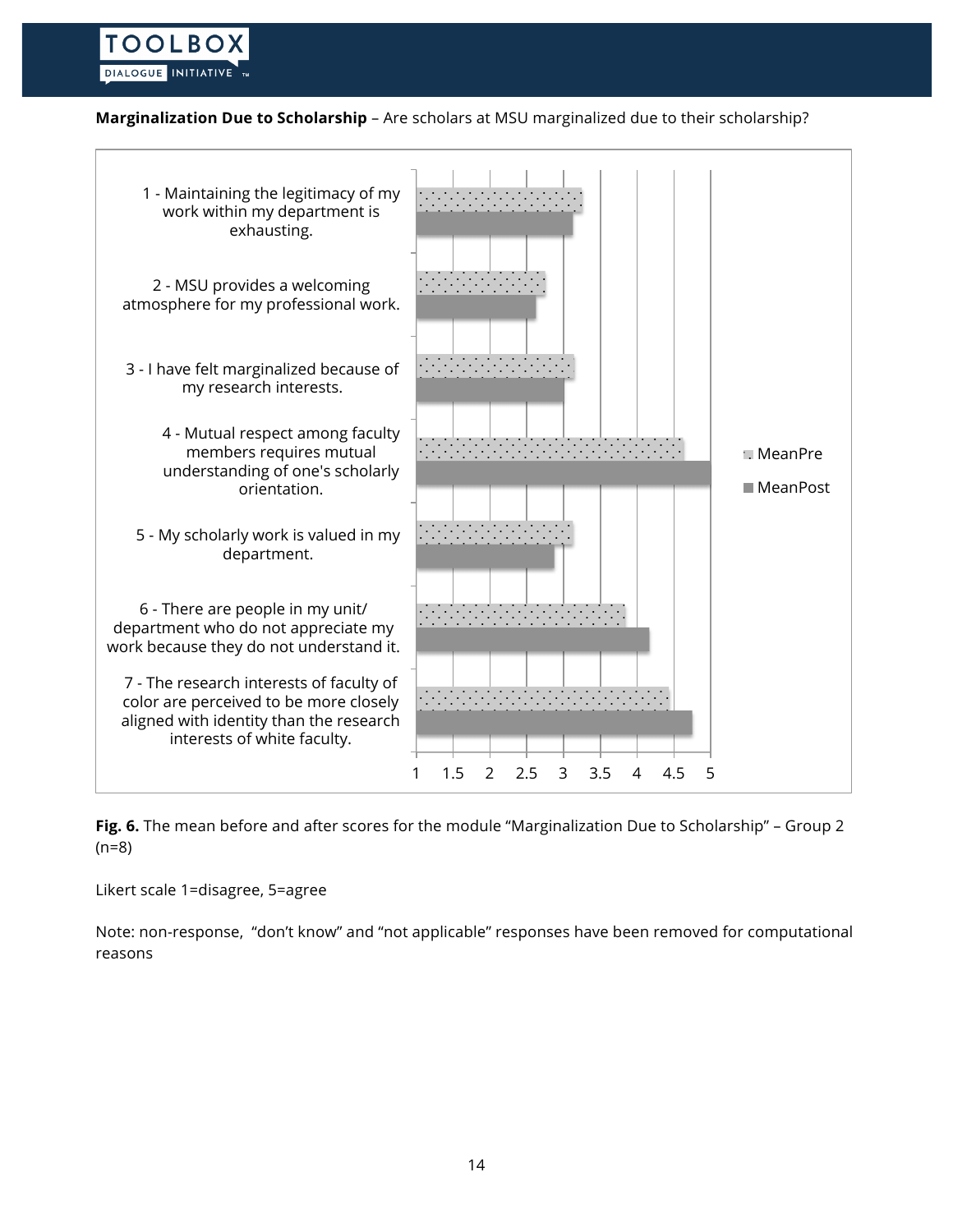**Marginalization Due to Scholarship** – Are scholars at MSU marginalized due to their scholarship?

1 - Maintaining the legitimacy of my work within my department is exhausting.

2 - MSU provides a welcoming atmosphere for my professional work.

3 - I have felt marginalized because of my research interests.

4 - Mutual respect among faculty members requires mutual understanding of one's scholarly orientation.

5 - My scholarly work is valued in my department.

6 - There are people in my unit/ department who do not appreciate my work because they do not understand it.

7 - The research interests of faculty of color are perceived to be more closely aligned with identity than the research interests of white faculty.

MeanPre
MeanPost

1 1.5 2 2.5 3 3.5 4 4.5 5

**Fig. 6.** The mean before and after scores for the module "Marginalization Due to Scholarship" – Group 2 (n=8)

Likert scale 1=disagree, 5=agree

Note: non-response, "don't know" and "not applicable" responses have been removed for computational reasons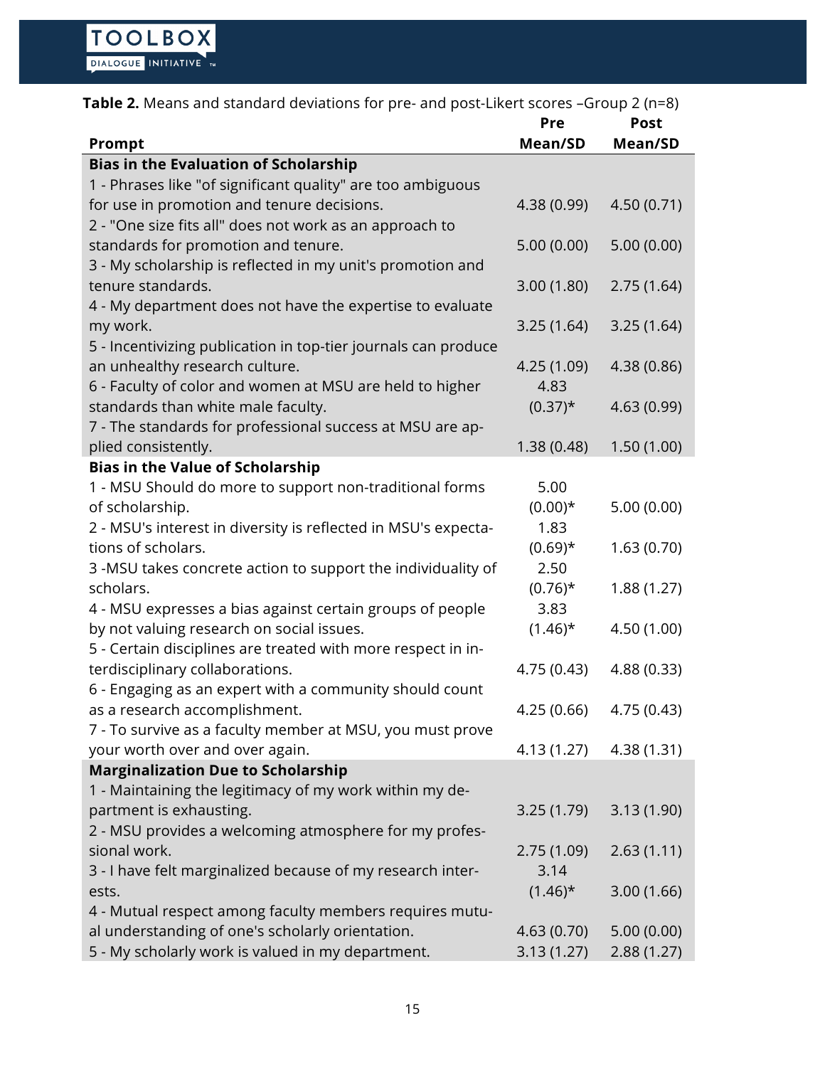**Table 2.** Means and standard deviations for pre- and post-Likert scores –Group 2 (n=8)

| Prompt | Pre Mean/SD | Post Mean/SD |
|---|---|---|
| **Bias in the Evaluation of Scholarship** | | |
| 1 - Phrases like "of significant quality" are too ambiguous for use in promotion and tenure decisions. | 4.38 (0.99) | 4.50 (0.71) |
| 2 - "One size fits all" does not work as an approach to standards for promotion and tenure. | 5.00 (0.00) | 5.00 (0.00) |
| 3 - My scholarship is reflected in my unit's promotion and tenure standards. | 3.00 (1.80) | 2.75 (1.64) |
| 4 - My department does not have the expertise to evaluate my work. | 3.25 (1.64) | 3.25 (1.64) |
| 5 - Incentivizing publication in top-tier journals can produce an unhealthy research culture. | 4.25 (1.09) | 4.38 (0.86) |
| 6 - Faculty of color and women at MSU are held to higher standards than white male faculty. | 4.83 (0.37)* | 4.63 (0.99) |
| 7 - The standards for professional success at MSU are applied consistently. | 1.38 (0.48) | 1.50 (1.00) |
| **Bias in the Value of Scholarship** | | |
| 1 - MSU Should do more to support non-traditional forms of scholarship. | 5.00 (0.00)* | 5.00 (0.00) |
| 2 - MSU's interest in diversity is reflected in MSU's expectations of scholars. | 1.83 (0.69)* | 1.63 (0.70) |
| 3 -MSU takes concrete action to support the individuality of scholars. | 2.50 (0.76)* | 1.88 (1.27) |
| 4 - MSU expresses a bias against certain groups of people by not valuing research on social issues. | 3.83 (1.46)* | 4.50 (1.00) |
| 5 - Certain disciplines are treated with more respect in interdisciplinary collaborations. | 4.75 (0.43) | 4.88 (0.33) |
| 6 - Engaging as an expert with a community should count as a research accomplishment. | 4.25 (0.66) | 4.75 (0.43) |
| 7 - To survive as a faculty member at MSU, you must prove your worth over and over again. | 4.13 (1.27) | 4.38 (1.31) |
| **Marginalization Due to Scholarship** | | |
| 1 - Maintaining the legitimacy of my work within my department is exhausting. | 3.25 (1.79) | 3.13 (1.90) |
| 2 - MSU provides a welcoming atmosphere for my professional work. | 2.75 (1.09) | 2.63 (1.11) |
| 3 - I have felt marginalized because of my research interests. | 3.14 (1.46)* | 3.00 (1.66) |
| 4 - Mutual respect among faculty members requires mutual understanding of one's scholarly orientation. | 4.63 (0.70) | 5.00 (0.00) |
| 5 - My scholarly work is valued in my department. | 3.13 (1.27) | 2.88 (1.27) |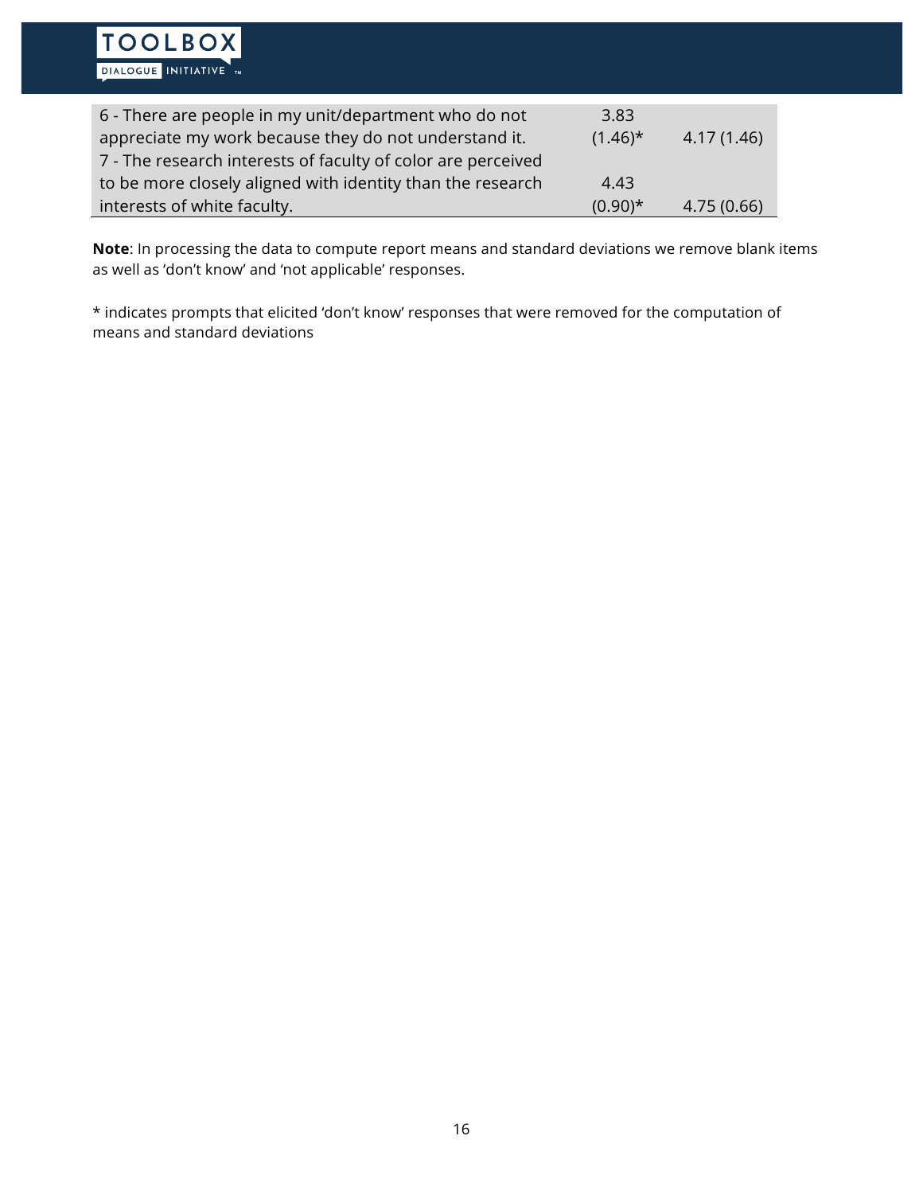| | | |
|---|---|---|
| 6 - There are people in my unit/department who do not appreciate my work because they do not understand it. | 3.83 (1.46)* | 4.17 (1.46) |
| 7 - The research interests of faculty of color are perceived to be more closely aligned with identity than the research interests of white faculty. | 4.43 (0.90)* | 4.75 (0.66) |

**Note**: In processing the data to compute report means and standard deviations we remove blank items as well as 'don't know' and 'not applicable' responses.

* indicates prompts that elicited 'don't know' responses that were removed for the computation of means and standard deviations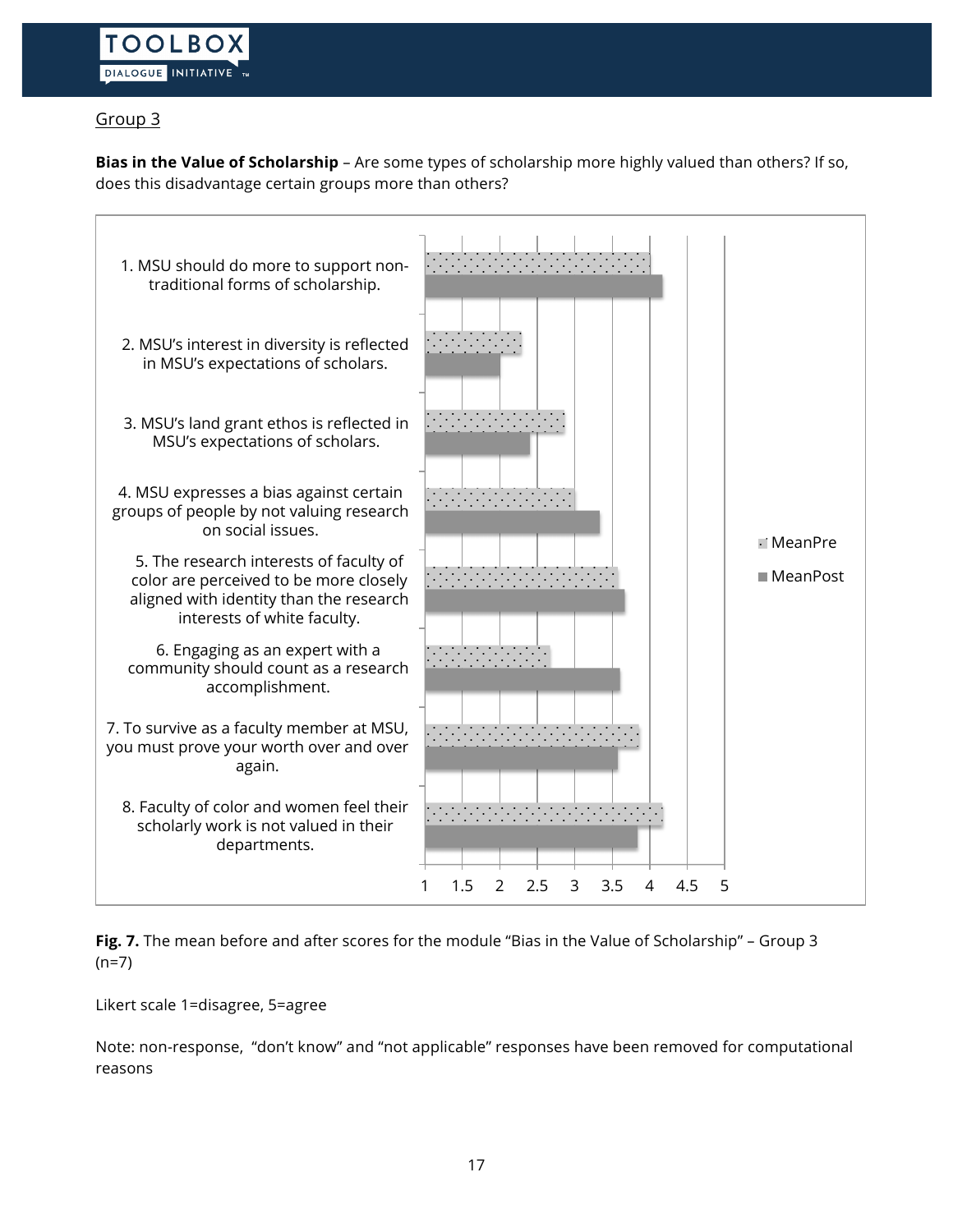Group 3

**Bias in the Value of Scholarship** – Are some types of scholarship more highly valued than others? If so, does this disadvantage certain groups more than others?

1. MSU should do more to support non-traditional forms of scholarship.
2. MSU's interest in diversity is reflected in MSU's expectations of scholars.
3. MSU's land grant ethos is reflected in MSU's expectations of scholars.
4. MSU expresses a bias against certain groups of people by not valuing research on social issues.
5. The research interests of faculty of color are perceived to be more closely aligned with identity than the research interests of white faculty.
6. Engaging as an expert with a community should count as a research accomplishment.
7. To survive as a faculty member at MSU, you must prove your worth over and over again.
8. Faculty of color and women feel their scholarly work is not valued in their departments.

MeanPre
MeanPost

1 1.5 2 2.5 3 3.5 4 4.5 5

**Fig. 7.** The mean before and after scores for the module "Bias in the Value of Scholarship" – Group 3 (n=7)

Likert scale 1=disagree, 5=agree

Note: non-response, "don't know" and "not applicable" responses have been removed for computational reasons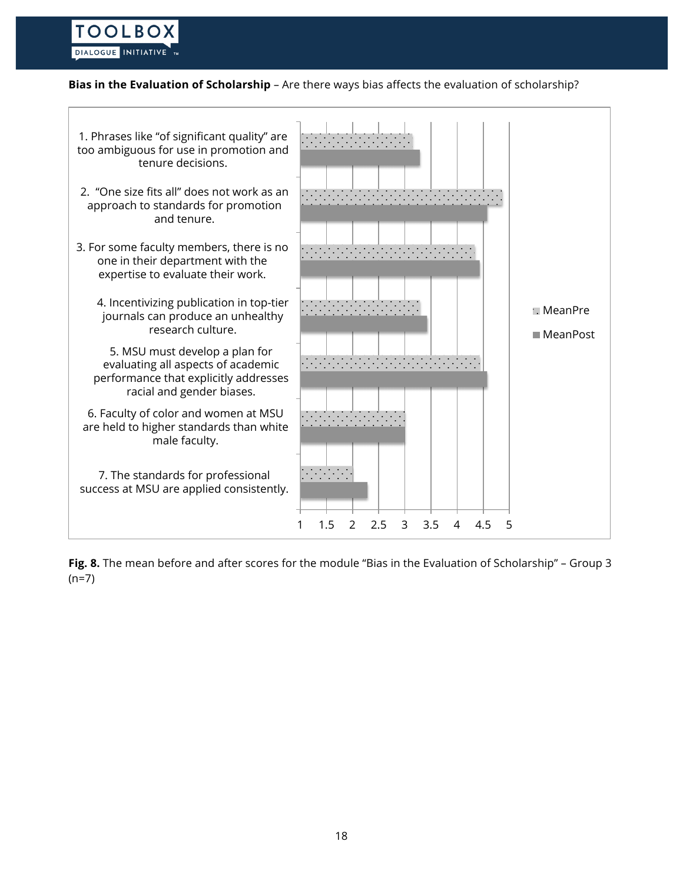**Bias in the Evaluation of Scholarship** – Are there ways bias affects the evaluation of scholarship?

1. Phrases like "of significant quality" are too ambiguous for use in promotion and tenure decisions.
2. "One size fits all" does not work as an approach to standards for promotion and tenure.
3. For some faculty members, there is no one in their department with the expertise to evaluate their work.
4. Incentivizing publication in top-tier journals can produce an unhealthy research culture.
5. MSU must develop a plan for evaluating all aspects of academic performance that explicitly addresses racial and gender biases.
6. Faculty of color and women at MSU are held to higher standards than white male faculty.
7. The standards for professional success at MSU are applied consistently.

MeanPre
MeanPost

1 1.5 2 2.5 3 3.5 4 4.5 5

**Fig. 8.** The mean before and after scores for the module "Bias in the Evaluation of Scholarship" – Group 3 (n=7)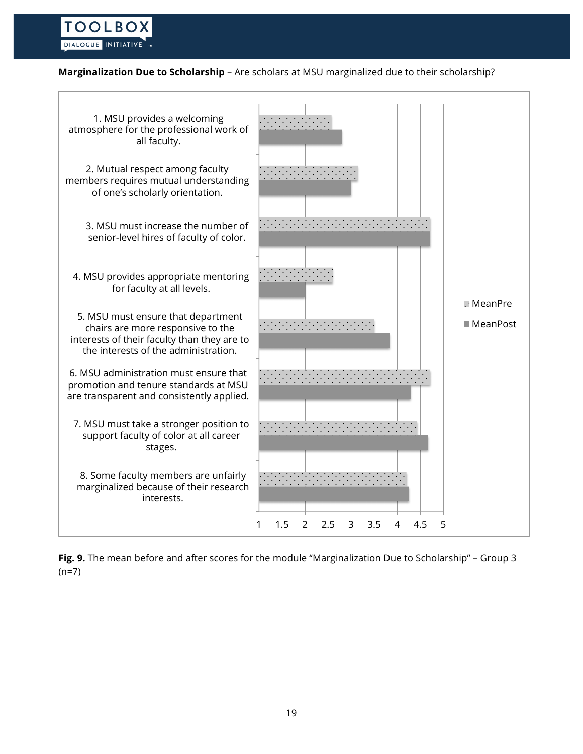**Marginalization Due to Scholarship** – Are scholars at MSU marginalized due to their scholarship?

1. MSU provides a welcoming atmosphere for the professional work of all faculty.
2. Mutual respect among faculty members requires mutual understanding of one's scholarly orientation.
3. MSU must increase the number of senior-level hires of faculty of color.
4. MSU provides appropriate mentoring for faculty at all levels.
5. MSU must ensure that department chairs are more responsive to the interests of their faculty than they are to the interests of the administration.
6. MSU administration must ensure that promotion and tenure standards at MSU are transparent and consistently applied.
7. MSU must take a stronger position to support faculty of color at all career stages.
8. Some faculty members are unfairly marginalized because of their research interests.

MeanPre

MeanPost

1 1.5 2 2.5 3 3.5 4 4.5 5

**Fig. 9.** The mean before and after scores for the module "Marginalization Due to Scholarship" – Group 3 (n=7)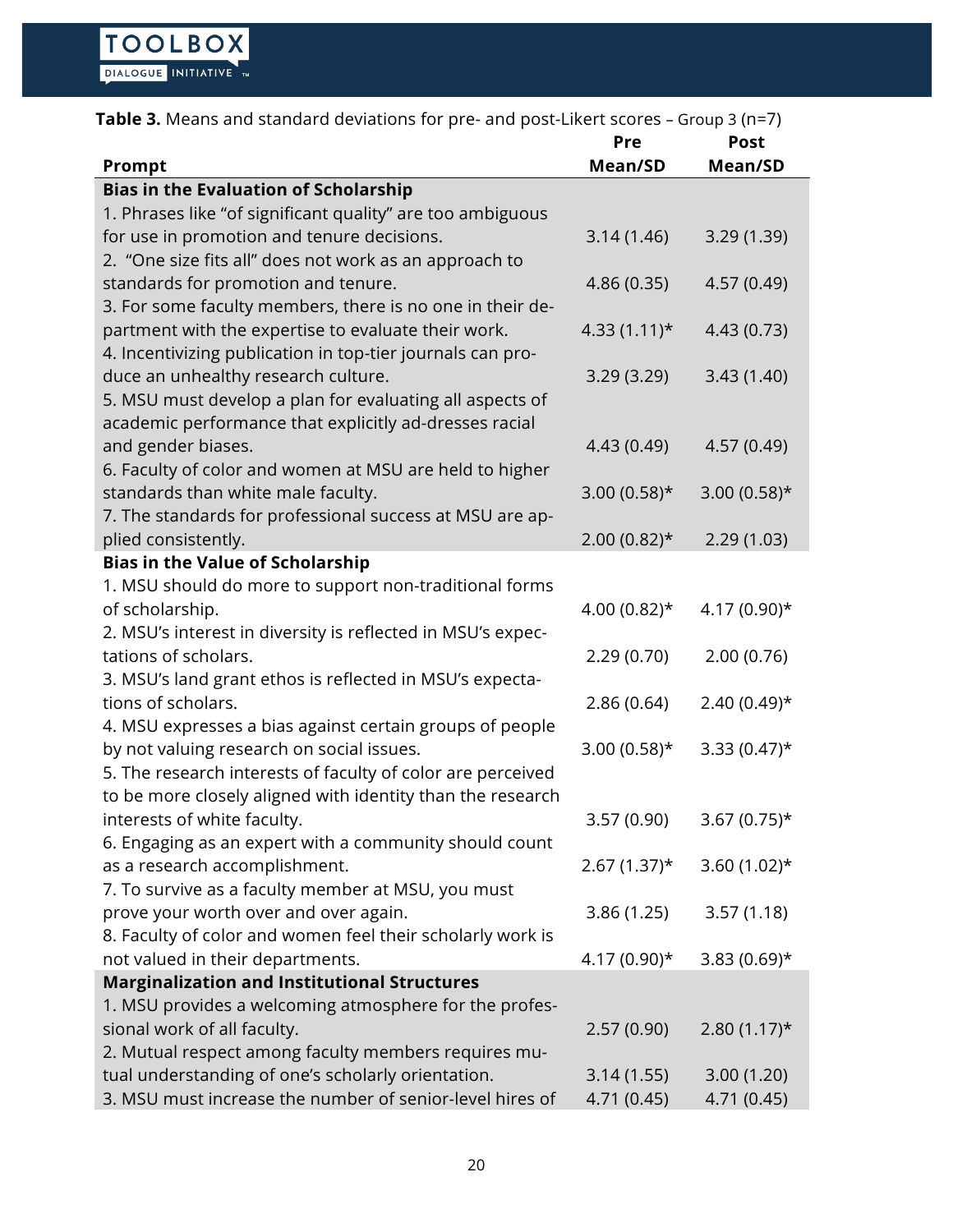**Table 3.** Means and standard deviations for pre- and post-Likert scores – Group 3 (n=7)

| Prompt | Pre Mean/SD | Post Mean/SD |
|---|---|---|
| **Bias in the Evaluation of Scholarship** | | |
| 1. Phrases like "of significant quality" are too ambiguous for use in promotion and tenure decisions. | 3.14 (1.46) | 3.29 (1.39) |
| 2. "One size fits all" does not work as an approach to standards for promotion and tenure. | 4.86 (0.35) | 4.57 (0.49) |
| 3. For some faculty members, there is no one in their department with the expertise to evaluate their work. | 4.33 (1.11)* | 4.43 (0.73) |
| 4. Incentivizing publication in top-tier journals can produce an unhealthy research culture. | 3.29 (3.29) | 3.43 (1.40) |
| 5. MSU must develop a plan for evaluating all aspects of academic performance that explicitly ad-dresses racial and gender biases. | 4.43 (0.49) | 4.57 (0.49) |
| 6. Faculty of color and women at MSU are held to higher standards than white male faculty. | 3.00 (0.58)* | 3.00 (0.58)* |
| 7. The standards for professional success at MSU are applied consistently. | 2.00 (0.82)* | 2.29 (1.03) |
| **Bias in the Value of Scholarship** | | |
| 1. MSU should do more to support non-traditional forms of scholarship. | 4.00 (0.82)* | 4.17 (0.90)* |
| 2. MSU's interest in diversity is reflected in MSU's expectations of scholars. | 2.29 (0.70) | 2.00 (0.76) |
| 3. MSU's land grant ethos is reflected in MSU's expectations of scholars. | 2.86 (0.64) | 2.40 (0.49)* |
| 4. MSU expresses a bias against certain groups of people by not valuing research on social issues. | 3.00 (0.58)* | 3.33 (0.47)* |
| 5. The research interests of faculty of color are perceived to be more closely aligned with identity than the research interests of white faculty. | 3.57 (0.90) | 3.67 (0.75)* |
| 6. Engaging as an expert with a community should count as a research accomplishment. | 2.67 (1.37)* | 3.60 (1.02)* |
| 7. To survive as a faculty member at MSU, you must prove your worth over and over again. | 3.86 (1.25) | 3.57 (1.18) |
| 8. Faculty of color and women feel their scholarly work is not valued in their departments. | 4.17 (0.90)* | 3.83 (0.69)* |
| **Marginalization and Institutional Structures** | | |
| 1. MSU provides a welcoming atmosphere for the professional work of all faculty. | 2.57 (0.90) | 2.80 (1.17)* |
| 2. Mutual respect among faculty members requires mutual understanding of one's scholarly orientation. | 3.14 (1.55) | 3.00 (1.20) |
| 3. MSU must increase the number of senior-level hires of | 4.71 (0.45) | 4.71 (0.45) |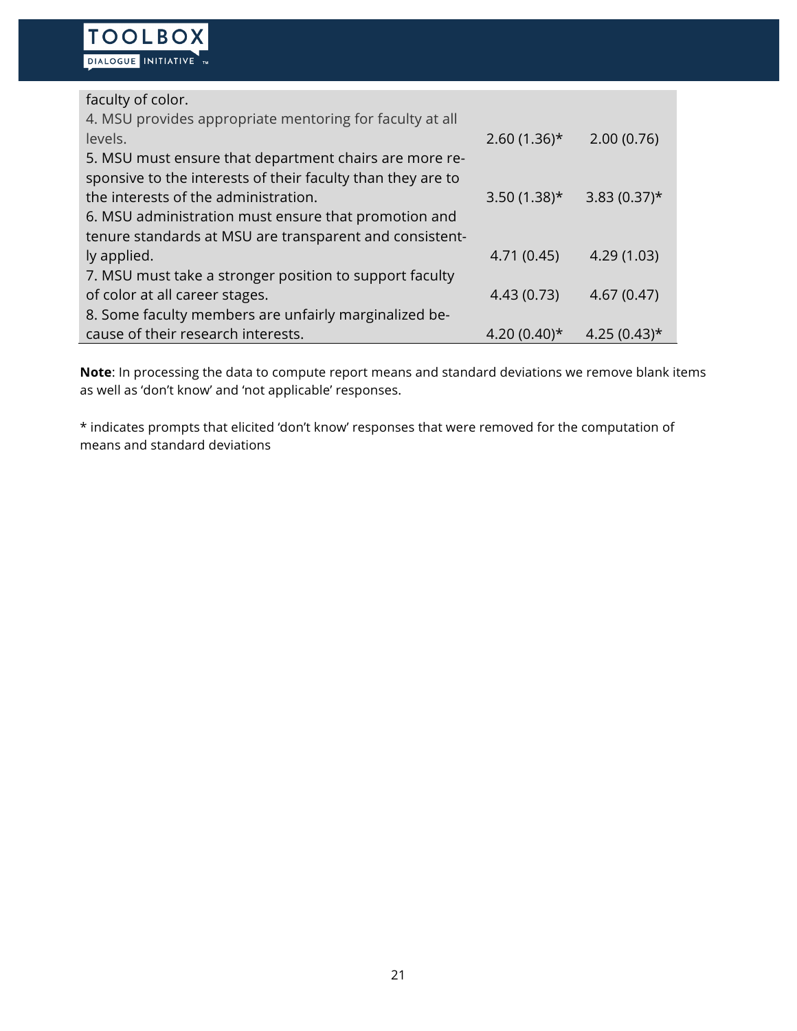| | | |
|---|---|---|
| faculty of color. | | |
| 4. MSU provides appropriate mentoring for faculty at all levels. | 2.60 (1.36)* | 2.00 (0.76) |
| 5. MSU must ensure that department chairs are more responsive to the interests of their faculty than they are to the interests of the administration. | 3.50 (1.38)* | 3.83 (0.37)* |
| 6. MSU administration must ensure that promotion and tenure standards at MSU are transparent and consistently applied. | 4.71 (0.45) | 4.29 (1.03) |
| 7. MSU must take a stronger position to support faculty of color at all career stages. | 4.43 (0.73) | 4.67 (0.47) |
| 8. Some faculty members are unfairly marginalized because of their research interests. | 4.20 (0.40)* | 4.25 (0.43)* |

**Note**: In processing the data to compute report means and standard deviations we remove blank items as well as 'don't know' and 'not applicable' responses.

* indicates prompts that elicited 'don't know' responses that were removed for the computation of means and standard deviations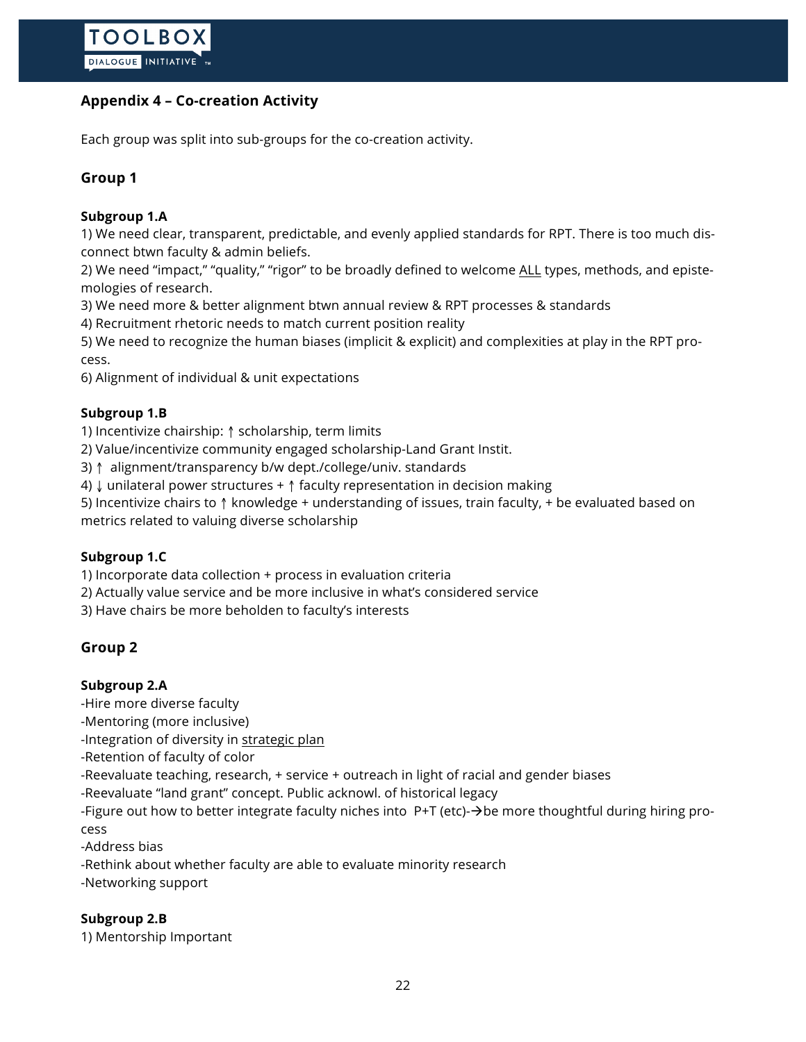## Appendix 4 – Co-creation Activity

Each group was split into sub-groups for the co-creation activity.

### Group 1

**Subgroup 1.A**

1) We need clear, transparent, predictable, and evenly applied standards for RPT. There is too much disconnect btwn faculty & admin beliefs.
2) We need "impact," "quality," "rigor" to be broadly defined to welcome <u>ALL</u> types, methods, and epistemologies of research.
3) We need more & better alignment btwn annual review & RPT processes & standards
4) Recruitment rhetoric needs to match current position reality
5) We need to recognize the human biases (implicit & explicit) and complexities at play in the RPT process.
6) Alignment of individual & unit expectations

**Subgroup 1.B**

1) Incentivize chairship: ↑ scholarship, term limits
2) Value/incentivize community engaged scholarship-Land Grant Instit.
3) ↑ alignment/transparency b/w dept./college/univ. standards
4) ↓ unilateral power structures + ↑ faculty representation in decision making
5) Incentivize chairs to ↑ knowledge + understanding of issues, train faculty, + be evaluated based on metrics related to valuing diverse scholarship

**Subgroup 1.C**

1) Incorporate data collection + process in evaluation criteria
2) Actually value service and be more inclusive in what's considered service
3) Have chairs be more beholden to faculty's interests

### Group 2

**Subgroup 2.A**

-Hire more diverse faculty
-Mentoring (more inclusive)
-Integration of diversity in <u>strategic plan</u>
-Retention of faculty of color
-Reevaluate teaching, research, + service + outreach in light of racial and gender biases
-Reevaluate "land grant" concept. Public acknowl. of historical legacy
-Figure out how to better integrate faculty niches into P+T (etc)-→be more thoughtful during hiring process
-Address bias
-Rethink about whether faculty are able to evaluate minority research
-Networking support

**Subgroup 2.B**

1) Mentorship Important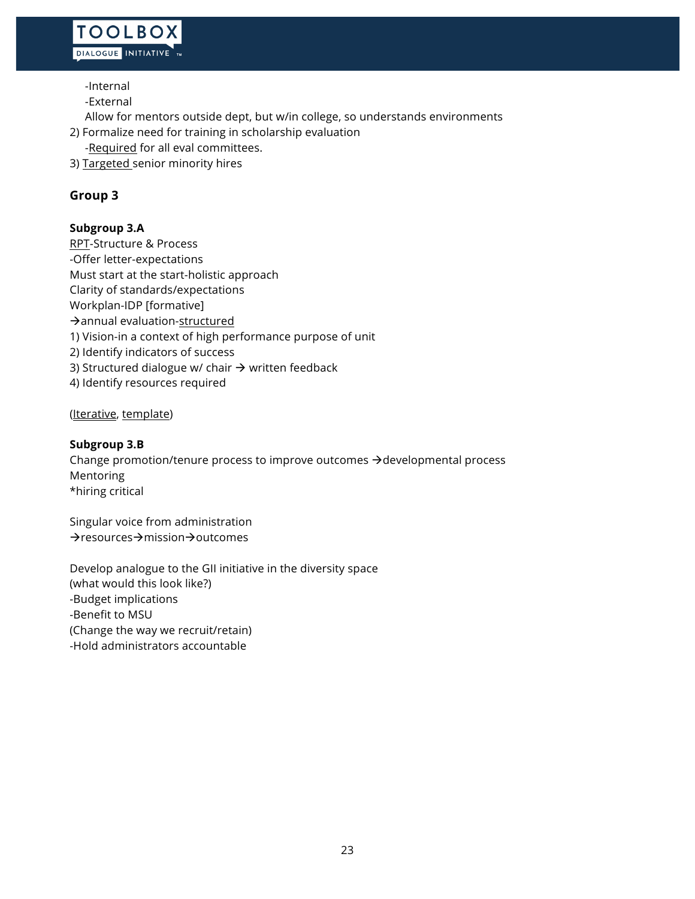-Internal

-External

Allow for mentors outside dept, but w/in college, so understands environments

2) Formalize need for training in scholarship evaluation

-<u>Required</u> for all eval committees.

3) <u>Targeted</u> senior minority hires

### Group 3

#### Subgroup 3.A

<u>RPT</u>-Structure & Process

-Offer letter-expectations

Must start at the start-holistic approach

Clarity of standards/expectations

Workplan-IDP [formative]

→annual evaluation-<u>structured</u>

1) Vision-in a context of high performance purpose of unit

2) Identify indicators of success

3) Structured dialogue w/ chair → written feedback

4) Identify resources required

(<u>Iterative</u>, <u>template</u>)

#### Subgroup 3.B

Change promotion/tenure process to improve outcomes →developmental process

Mentoring

*hiring critical

Singular voice from administration

→resources→mission→outcomes

Develop analogue to the GII initiative in the diversity space

(what would this look like?)

-Budget implications

-Benefit to MSU

(Change the way we recruit/retain)

-Hold administrators accountable